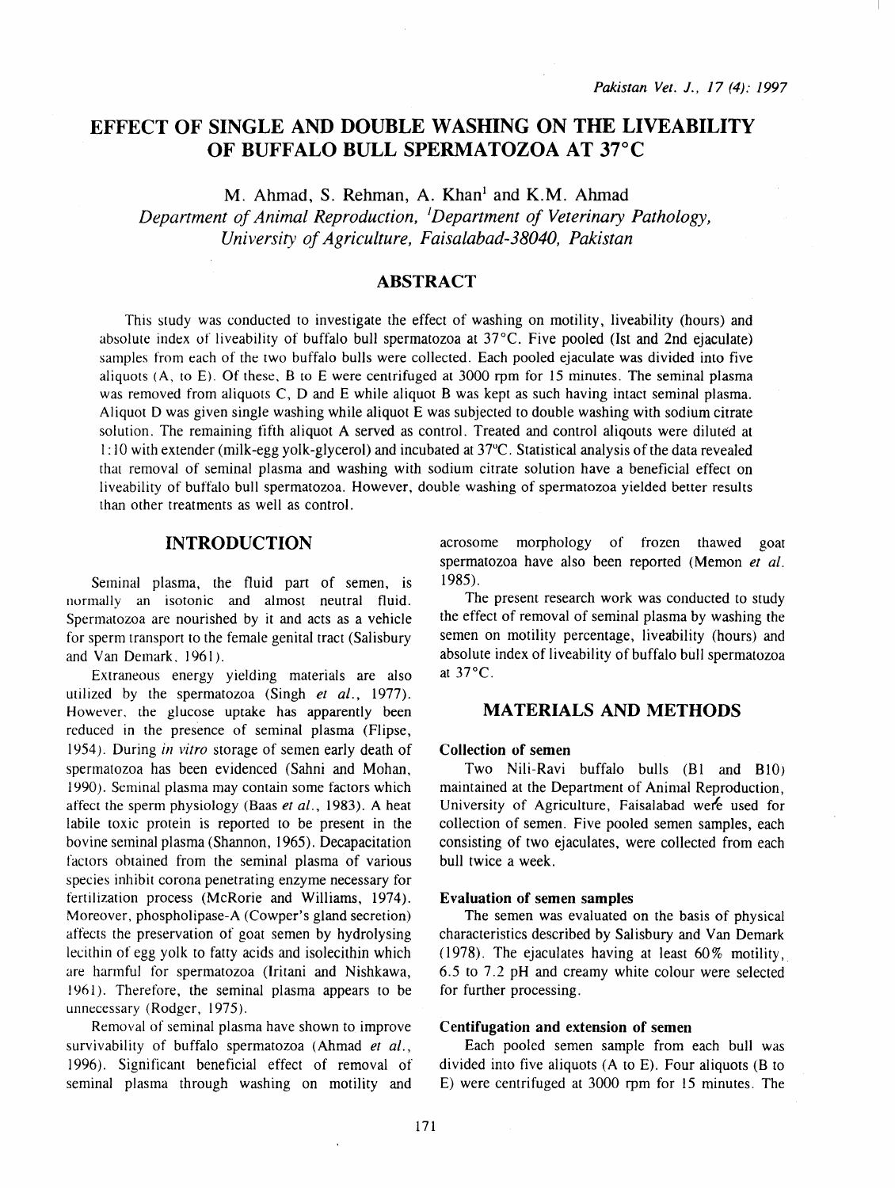# EFFECT OF SINGLE AND DOUBLE WASHING ON THE LIVEABILITY OF BUFFALO BULL SPERMATOZOA AT 37°C

M. Ahmad, S. Rehman, A. Khan[1] and K.M. Ahmad

*Department of Animal Reproduction, [1]Department of Veterinary Pathology, University of Agriculture, Faisalabad-38040, Pakistan*

## ABSTRACT

This study was conducted to investigate the effect of washing on motility, liveability (hours) and absolute index of liveability of buffalo bull spermatozoa at 37°C. Five pooled (Ist and 2nd ejaculate) samples from each of the two buffalo bulls were collected. Each pooled ejaculate was divided into five aliquots (A, to E). Of these, B to E were centrifuged at 3000 rpm for 15 minutes. The seminal plasma was removed from aliquots C, D and E while aliquot B was kept as such having intact seminal plasma. Aliquot D was given single washing while aliquot E was subjected to double washing with sodium citrate solution. The remaining fifth aliquot A served as control. Treated and control aliqouts were diluted at 1:10 with extender (milk-egg yolk-glycerol) and incubated at 37°C. Statistical analysis of the data revealed that removal of seminal plasma and washing with sodium citrate solution have a beneficial effect on liveability of buffalo bull spermatozoa. However, double washing of spermatozoa yielded better results than other treatments as well as control.

## INTRODUCTION

Seminal plasma, the fluid part of semen, is normally an isotonic and almost neutral fluid. Spermatozoa are nourished by it and acts as a vehicle for sperm transport to the female genital tract (Salisbury and Van Demark, 1961).

Extraneous energy yielding materials are also utilized by the spermatozoa (Singh *et al.*, 1977). However, the glucose uptake has apparently been reduced in the presence of seminal plasma (Flipse, 1954). During *in vitro* storage of semen early death of spermatozoa has been evidenced (Sahni and Mohan, 1990). Seminal plasma may contain some factors which affect the sperm physiology (Baas *et al.*, 1983). A heat labile toxic protein is reported to be present in the bovine seminal plasma (Shannon, 1965). Decapacitation factors obtained from the seminal plasma of various species inhibit corona penetrating enzyme necessary for fertilization process (McRorie and Williams, 1974). Moreover, phospholipase-A (Cowper's gland secretion) affects the preservation of goat semen by hydrolysing lecithin of egg yolk to fatty acids and isolecithin which are harmful for spermatozoa (Iritani and Nishkawa, 1961). Therefore, the seminal plasma appears to be unnecessary (Rodger, 1975).

Removal of seminal plasma have shown to improve survivability of buffalo spermatozoa (Ahmad *et al.*, 1996). Significant beneficial effect of removal of seminal plasma through washing on motility and acrosome morphology of frozen thawed goat spermatozoa have also been reported (Memon *et al.* 1985).

The present research work was conducted to study the effect of removal of seminal plasma by washing the semen on motility percentage, liveability (hours) and absolute index of liveability of buffalo bull spermatozoa at 37°C.

## MATERIALS AND METHODS

### Collection of semen

Two Nili-Ravi buffalo bulls (B1 and B10) maintained at the Department of Animal Reproduction, University of Agriculture, Faisalabad were used for collection of semen. Five pooled semen samples, each consisting of two ejaculates, were collected from each bull twice a week.

### Evaluation of semen samples

The semen was evaluated on the basis of physical characteristics described by Salisbury and Van Demark (1978). The ejaculates having at least 60% motility, 6.5 to 7.2 pH and creamy white colour were selected for further processing.

### Centifugation and extension of semen

Each pooled semen sample from each bull was divided into five aliquots (A to E). Four aliquots (B to E) were centrifuged at 3000 rpm for 15 minutes. The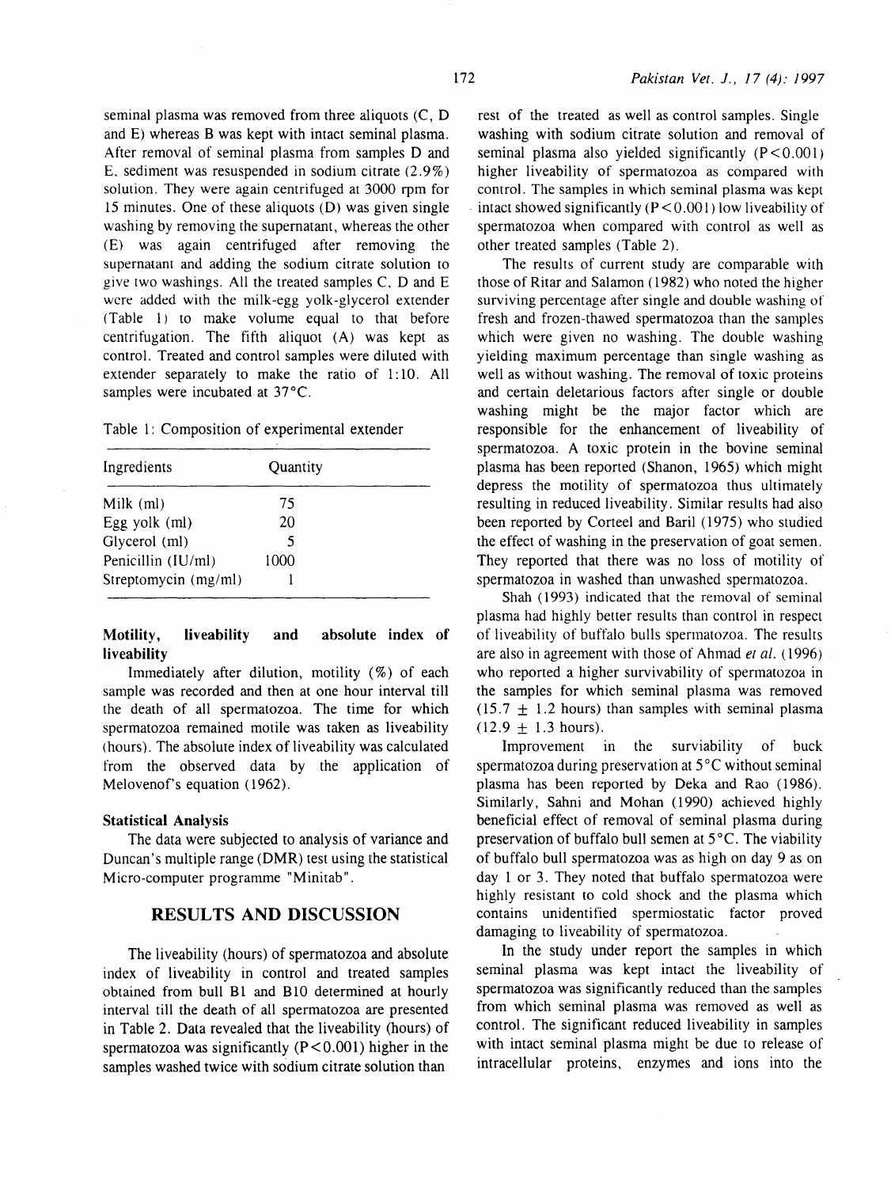seminal plasma was removed from three aliquots (C, D and E) whereas B was kept with intact seminal plasma. After removal of seminal plasma from samples D and E, sediment was resuspended in sodium citrate (2.9%) solution. They were again centrifuged at 3000 rpm for 15 minutes. One of these aliquots (D) was given single washing by removing the supernatant, whereas the other (E) was again centrifuged after removing the supernatant and adding the sodium citrate solution to give two washings. All the treated samples C, D and E were added with the milk-egg yolk-glycerol extender (Table 1) to make volume equal to that before centrifugation. The fifth aliquot (A) was kept as control. Treated and control samples were diluted with extender separately to make the ratio of 1:10. All samples were incubated at 37°C.

Table 1: Composition of experimental extender

| Ingredients | Quantity |
| --- | --- |
| Milk (ml) | 75 |
| Egg yolk (ml) | 20 |
| Glycerol (ml) | 5 |
| Penicillin (IU/ml) | 1000 |
| Streptomycin (mg/ml) | 1 |

### Motility, liveability and absolute index of liveability

Immediately after dilution, motility (%) of each sample was recorded and then at one hour interval till the death of all spermatozoa. The time for which spermatozoa remained motile was taken as liveability (hours). The absolute index of liveability was calculated from the observed data by the application of Melovenof's equation (1962).

### Statistical Analysis

The data were subjected to analysis of variance and Duncan's multiple range (DMR) test using the statistical Micro-computer programme "Minitab".

## RESULTS AND DISCUSSION

The liveability (hours) of spermatozoa and absolute index of liveability in control and treated samples obtained from bull B1 and B10 determined at hourly interval till the death of all spermatozoa are presented in Table 2. Data revealed that the liveability (hours) of spermatozoa was significantly ($P<0.001$) higher in the samples washed twice with sodium citrate solution than rest of the treated as well as control samples. Single washing with sodium citrate solution and removal of seminal plasma also yielded significantly ($P<0.001$) higher liveability of spermatozoa as compared with control. The samples in which seminal plasma was kept intact showed significantly ($P<0.001$) low liveability of spermatozoa when compared with control as well as other treated samples (Table 2).

The results of current study are comparable with those of Ritar and Salamon (1982) who noted the higher surviving percentage after single and double washing of fresh and frozen-thawed spermatozoa than the samples which were given no washing. The double washing yielding maximum percentage than single washing as well as without washing. The removal of toxic proteins and certain deletarious factors after single or double washing might be the major factor which are responsible for the enhancement of liveability of spermatozoa. A toxic protein in the bovine seminal plasma has been reported (Shanon, 1965) which might depress the motility of spermatozoa thus ultimately resulting in reduced liveability. Similar results had also been reported by Corteel and Baril (1975) who studied the effect of washing in the preservation of goat semen. They reported that there was no loss of motility of spermatozoa in washed than unwashed spermatozoa.

Shah (1993) indicated that the removal of seminal plasma had highly better results than control in respect of liveability of buffalo bulls spermatozoa. The results are also in agreement with those of Ahmad *et al.* (1996) who reported a higher survivability of spermatozoa in the samples for which seminal plasma was removed ($15.7 \pm 1.2$ hours) than samples with seminal plasma ($12.9 \pm 1.3$ hours).

Improvement in the surviability of buck spermatozoa during preservation at 5°C without seminal plasma has been reported by Deka and Rao (1986). Similarly, Sahni and Mohan (1990) achieved highly beneficial effect of removal of seminal plasma during preservation of buffalo bull semen at 5°C. The viability of buffalo bull spermatozoa was as high on day 9 as on day 1 or 3. They noted that buffalo spermatozoa were highly resistant to cold shock and the plasma which contains unidentified spermiostatic factor proved damaging to liveability of spermatozoa.

In the study under report the samples in which seminal plasma was kept intact the liveability of spermatozoa was significantly reduced than the samples from which seminal plasma was removed as well as control. The significant reduced liveability in samples with intact seminal plasma might be due to release of intracellular proteins, enzymes and ions into the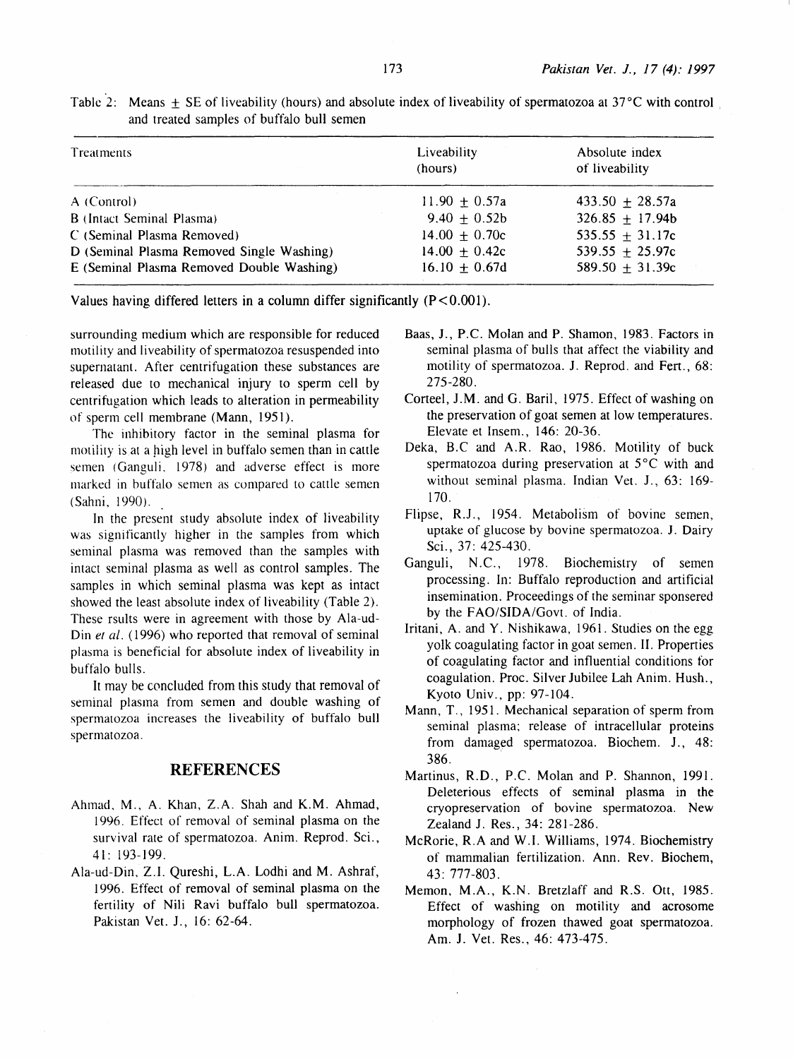Table 2: Means ± SE of liveability (hours) and absolute index of liveability of spermatozoa at 37°C with control and treated samples of buffalo bull semen

| Treatments | Liveability (hours) | Absolute index of liveability |
|---|---|---|
| A (Control) | 11.90 ± 0.57a | 433.50 ± 28.57a |
| B (Intact Seminal Plasma) | 9.40 ± 0.52b | 326.85 ± 17.94b |
| C (Seminal Plasma Removed) | 14.00 ± 0.70c | 535.55 ± 31.17c |
| D (Seminal Plasma Removed Single Washing) | 14.00 ± 0.42c | 539.55 ± 25.97c |
| E (Seminal Plasma Removed Double Washing) | 16.10 ± 0.67d | 589.50 ± 31.39c |

Values having differed letters in a column differ significantly ($P<0.001$).

surrounding medium which are responsible for reduced motility and liveability of spermatozoa resuspended into supernatant. After centrifugation these substances are released due to mechanical injury to sperm cell by centrifugation which leads to alteration in permeability of sperm cell membrane (Mann, 1951).

The inhibitory factor in the seminal plasma for motility is at a high level in buffalo semen than in cattle semen (Ganguli, 1978) and adverse effect is more marked in buffalo semen as compared to cattle semen (Sahni, 1990).

In the present study absolute index of liveability was significantly higher in the samples from which seminal plasma was removed than the samples with intact seminal plasma as well as control samples. The samples in which seminal plasma was kept as intact showed the least absolute index of liveability (Table 2). These rsults were in agreement with those by Ala-ud-Din *et al.* (1996) who reported that removal of seminal plasma is beneficial for absolute index of liveability in buffalo bulls.

It may be concluded from this study that removal of seminal plasma from semen and double washing of spermatozoa increases the liveability of buffalo bull spermatozoa.

## REFERENCES

Ahmad, M., A. Khan, Z.A. Shah and K.M. Ahmad, 1996. Effect of removal of seminal plasma on the survival rate of spermatozoa. Anim. Reprod. Sci., 41: 193-199.

Ala-ud-Din, Z.I. Qureshi, L.A. Lodhi and M. Ashraf, 1996. Effect of removal of seminal plasma on the fertility of Nili Ravi buffalo bull spermatozoa. Pakistan Vet. J., 16: 62-64.

Baas, J., P.C. Molan and P. Shamon, 1983. Factors in seminal plasma of bulls that affect the viability and motility of spermatozoa. J. Reprod. and Fert., 68: 275-280.

Corteel, J.M. and G. Baril, 1975. Effect of washing on the preservation of goat semen at low temperatures. Elevate et Insem., 146: 20-36.

Deka, B.C and A.R. Rao, 1986. Motility of buck spermatozoa during preservation at 5°C with and without seminal plasma. Indian Vet. J., 63: 169-170.

Flipse, R.J., 1954. Metabolism of bovine semen, uptake of glucose by bovine spermatozoa. J. Dairy Sci., 37: 425-430.

Ganguli, N.C., 1978. Biochemistry of semen processing. In: Buffalo reproduction and artificial insemination. Proceedings of the seminar sponsered by the FAO/SIDA/Govt. of India.

Iritani, A. and Y. Nishikawa, 1961. Studies on the egg yolk coagulating factor in goat semen. II. Properties of coagulating factor and influential conditions for coagulation. Proc. Silver Jubilee Lah Anim. Hush., Kyoto Univ., pp: 97-104.

Mann, T., 1951. Mechanical separation of sperm from seminal plasma; release of intracellular proteins from damaged spermatozoa. Biochem. J., 48: 386.

Martinus, R.D., P.C. Molan and P. Shannon, 1991. Deleterious effects of seminal plasma in the cryopreservation of bovine spermatozoa. New Zealand J. Res., 34: 281-286.

McRorie, R.A and W.I. Williams, 1974. Biochemistry of mammalian fertilization. Ann. Rev. Biochem, 43: 777-803.

Memon, M.A., K.N. Bretzlaff and R.S. Ott, 1985. Effect of washing on motility and acrosome morphology of frozen thawed goat spermatozoa. Am. J. Vet. Res., 46: 473-475.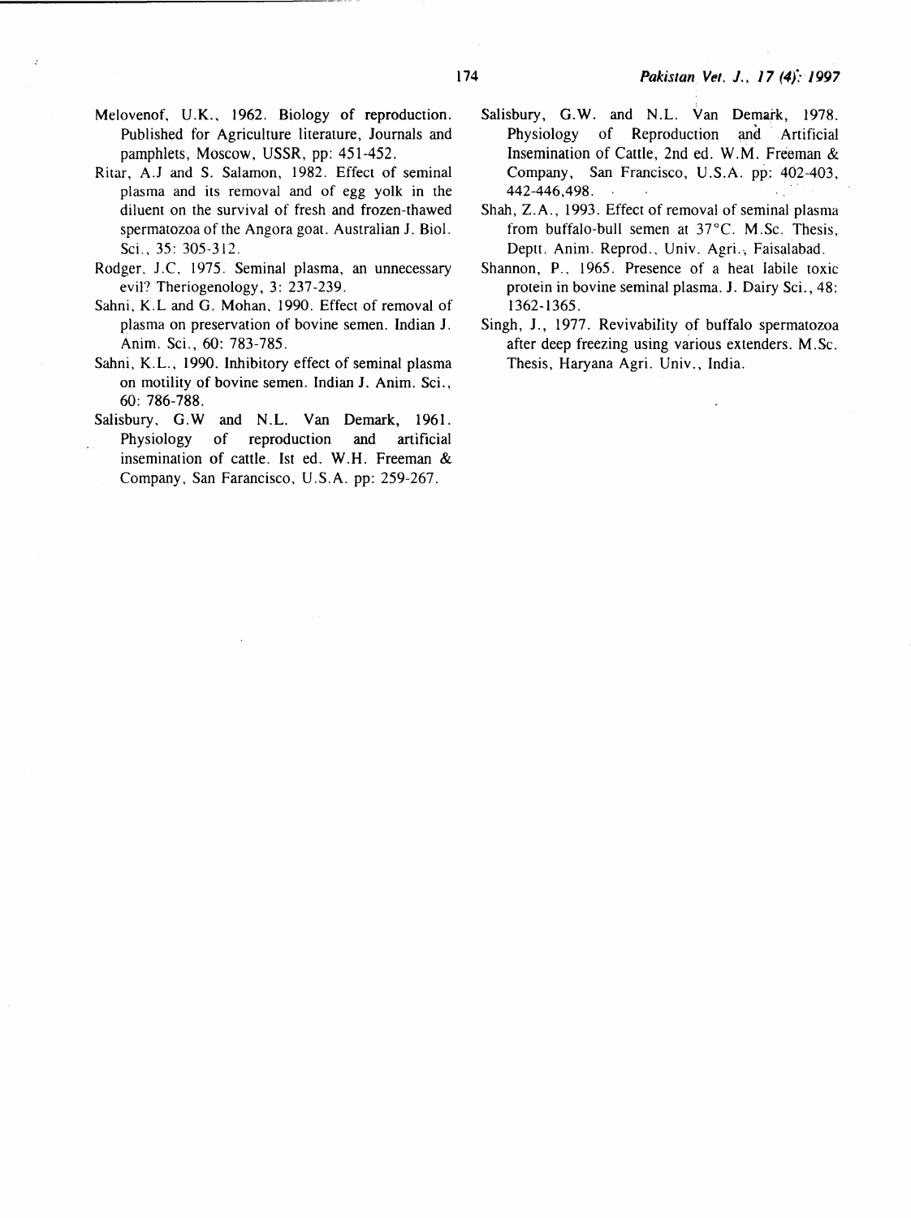Melovenof, U.K., 1962. Biology of reproduction. Published for Agriculture literature, Journals and pamphlets, Moscow, USSR, pp: 451-452.

Ritar, A.J and S. Salamon, 1982. Effect of seminal plasma and its removal and of egg yolk in the diluent on the survival of fresh and frozen-thawed spermatozoa of the Angora goat. Australian J. Biol. Sci., 35: 305-312.

Rodger, J.C, 1975. Seminal plasma, an unnecessary evil? Theriogenology, 3: 237-239.

Sahni, K.L and G. Mohan, 1990. Effect of removal of plasma on preservation of bovine semen. Indian J. Anim. Sci., 60: 783-785.

Sahni, K.L., 1990. Inhibitory effect of seminal plasma on motility of bovine semen. Indian J. Anim. Sci., 60: 786-788.

Salisbury, G.W and N.L. Van Demark, 1961. Physiology of reproduction and artificial insemination of cattle. Ist ed. W.H. Freeman & Company, San Farancisco, U.S.A. pp: 259-267.

Salisbury, G.W. and N.L. Van Demark, 1978. Physiology of Reproduction and Artificial Insemination of Cattle, 2nd ed. W.M. Freeman & Company, San Francisco, U.S.A. pp: 402-403, 442-446,498.

Shah, Z.A., 1993. Effect of removal of seminal plasma from buffalo-bull semen at 37°C. M.Sc. Thesis, Deptt. Anim. Reprod., Univ. Agri., Faisalabad.

Shannon, P., 1965. Presence of a heat labile toxic protein in bovine seminal plasma. J. Dairy Sci., 48: 1362-1365.

Singh, J., 1977. Revivability of buffalo spermatozoa after deep freezing using various extenders. M.Sc. Thesis, Haryana Agri. Univ., India.